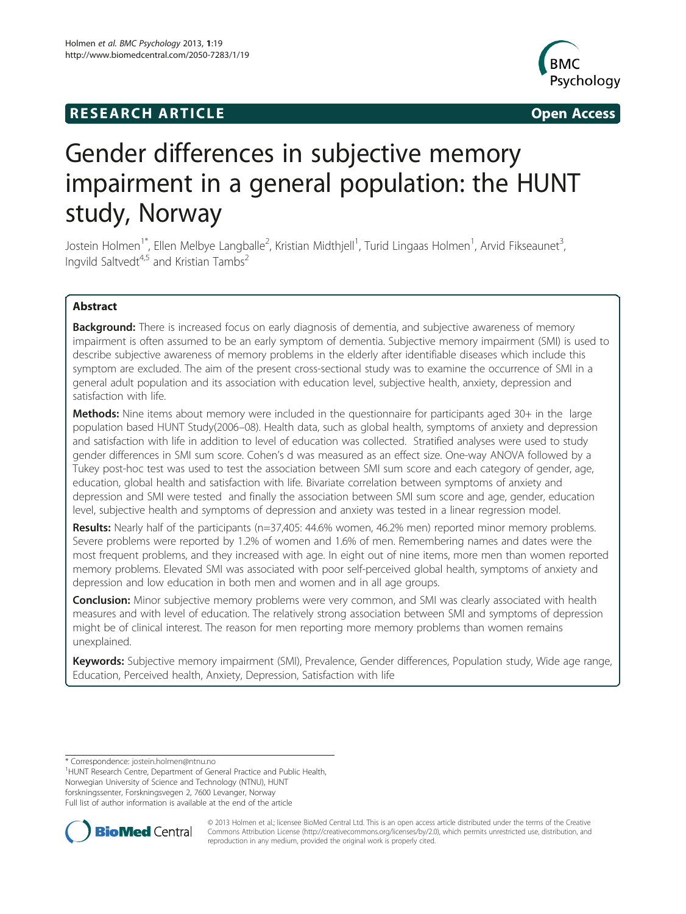**RESEARCH ARTICLE** **Open Access**

# Gender differences in subjective memory impairment in a general population: the HUNT study, Norway

Jostein Holmen[1*], Ellen Melbye Langballe[2], Kristian Midthjell[1], Turid Lingaas Holmen[1], Arvid Fikseaunet[3], Ingvild Saltvedt[4,5] and Kristian Tambs[2]

## Abstract

**Background:** There is increased focus on early diagnosis of dementia, and subjective awareness of memory impairment is often assumed to be an early symptom of dementia. Subjective memory impairment (SMI) is used to describe subjective awareness of memory problems in the elderly after identifiable diseases which include this symptom are excluded. The aim of the present cross-sectional study was to examine the occurrence of SMI in a general adult population and its association with education level, subjective health, anxiety, depression and satisfaction with life.

**Methods:** Nine items about memory were included in the questionnaire for participants aged 30+ in the large population based HUNT Study(2006–08). Health data, such as global health, symptoms of anxiety and depression and satisfaction with life in addition to level of education was collected. Stratified analyses were used to study gender differences in SMI sum score. Cohen's d was measured as an effect size. One-way ANOVA followed by a Tukey post-hoc test was used to test the association between SMI sum score and each category of gender, age, education, global health and satisfaction with life. Bivariate correlation between symptoms of anxiety and depression and SMI were tested and finally the association between SMI sum score and age, gender, education level, subjective health and symptoms of depression and anxiety was tested in a linear regression model.

**Results:** Nearly half of the participants (n=37,405: 44.6% women, 46.2% men) reported minor memory problems. Severe problems were reported by 1.2% of women and 1.6% of men. Remembering names and dates were the most frequent problems, and they increased with age. In eight out of nine items, more men than women reported memory problems. Elevated SMI was associated with poor self-perceived global health, symptoms of anxiety and depression and low education in both men and women and in all age groups.

**Conclusion:** Minor subjective memory problems were very common, and SMI was clearly associated with health measures and with level of education. The relatively strong association between SMI and symptoms of depression might be of clinical interest. The reason for men reporting more memory problems than women remains unexplained.

**Keywords:** Subjective memory impairment (SMI), Prevalence, Gender differences, Population study, Wide age range, Education, Perceived health, Anxiety, Depression, Satisfaction with life

---

\* Correspondence: jostein.holmen@ntnu.no
[1]HUNT Research Centre, Department of General Practice and Public Health, Norwegian University of Science and Technology (NTNU), HUNT forskningssenter, Forskningsvegen 2, 7600 Levanger, Norway
Full list of author information is available at the end of the article

© 2013 Holmen et al.; licensee BioMed Central Ltd. This is an open access article distributed under the terms of the Creative Commons Attribution License (http://creativecommons.org/licenses/by/2.0), which permits unrestricted use, distribution, and reproduction in any medium, provided the original work is properly cited.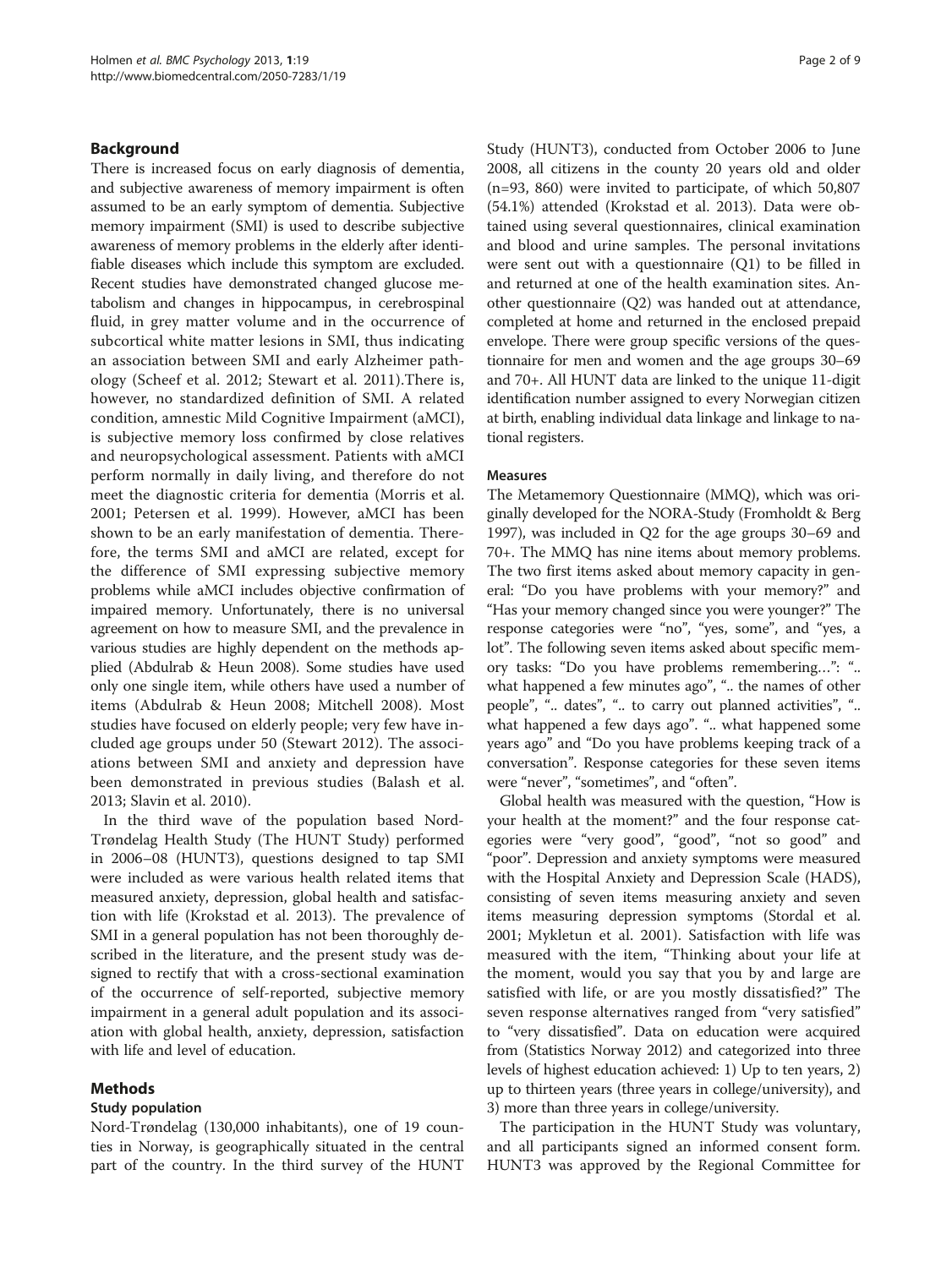## Background

There is increased focus on early diagnosis of dementia, and subjective awareness of memory impairment is often assumed to be an early symptom of dementia. Subjective memory impairment (SMI) is used to describe subjective awareness of memory problems in the elderly after identifiable diseases which include this symptom are excluded. Recent studies have demonstrated changed glucose metabolism and changes in hippocampus, in cerebrospinal fluid, in grey matter volume and in the occurrence of subcortical white matter lesions in SMI, thus indicating an association between SMI and early Alzheimer pathology (Scheef et al. 2012; Stewart et al. 2011).There is, however, no standardized definition of SMI. A related condition, amnestic Mild Cognitive Impairment (aMCI), is subjective memory loss confirmed by close relatives and neuropsychological assessment. Patients with aMCI perform normally in daily living, and therefore do not meet the diagnostic criteria for dementia (Morris et al. 2001; Petersen et al. 1999). However, aMCI has been shown to be an early manifestation of dementia. Therefore, the terms SMI and aMCI are related, except for the difference of SMI expressing subjective memory problems while aMCI includes objective confirmation of impaired memory. Unfortunately, there is no universal agreement on how to measure SMI, and the prevalence in various studies are highly dependent on the methods applied (Abdulrab & Heun 2008). Some studies have used only one single item, while others have used a number of items (Abdulrab & Heun 2008; Mitchell 2008). Most studies have focused on elderly people; very few have included age groups under 50 (Stewart 2012). The associations between SMI and anxiety and depression have been demonstrated in previous studies (Balash et al. 2013; Slavin et al. 2010).

In the third wave of the population based Nord-Trøndelag Health Study (The HUNT Study) performed in 2006–08 (HUNT3), questions designed to tap SMI were included as were various health related items that measured anxiety, depression, global health and satisfaction with life (Krokstad et al. 2013). The prevalence of SMI in a general population has not been thoroughly described in the literature, and the present study was designed to rectify that with a cross-sectional examination of the occurrence of self-reported, subjective memory impairment in a general adult population and its association with global health, anxiety, depression, satisfaction with life and level of education.

## Methods

### Study population

Nord-Trøndelag (130,000 inhabitants), one of 19 counties in Norway, is geographically situated in the central part of the country. In the third survey of the HUNT Study (HUNT3), conducted from October 2006 to June 2008, all citizens in the county 20 years old and older (n=93, 860) were invited to participate, of which 50,807 (54.1%) attended (Krokstad et al. 2013). Data were obtained using several questionnaires, clinical examination and blood and urine samples. The personal invitations were sent out with a questionnaire (Q1) to be filled in and returned at one of the health examination sites. Another questionnaire (Q2) was handed out at attendance, completed at home and returned in the enclosed prepaid envelope. There were group specific versions of the questionnaire for men and women and the age groups 30–69 and 70+. All HUNT data are linked to the unique 11-digit identification number assigned to every Norwegian citizen at birth, enabling individual data linkage and linkage to national registers.

### Measures

The Metamemory Questionnaire (MMQ), which was originally developed for the NORA-Study (Fromholdt & Berg 1997), was included in Q2 for the age groups 30–69 and 70+. The MMQ has nine items about memory problems. The two first items asked about memory capacity in general: "Do you have problems with your memory?" and "Has your memory changed since you were younger?" The response categories were "no", "yes, some", and "yes, a lot". The following seven items asked about specific memory tasks: "Do you have problems remembering…": ".. what happened a few minutes ago", ".. the names of other people", ".. dates", ".. to carry out planned activities", ".. what happened a few days ago". ".. what happened some years ago" and "Do you have problems keeping track of a conversation". Response categories for these seven items were "never", "sometimes", and "often".

Global health was measured with the question, "How is your health at the moment?" and the four response categories were "very good", "good", "not so good" and "poor". Depression and anxiety symptoms were measured with the Hospital Anxiety and Depression Scale (HADS), consisting of seven items measuring anxiety and seven items measuring depression symptoms (Stordal et al. 2001; Mykletun et al. 2001). Satisfaction with life was measured with the item, "Thinking about your life at the moment, would you say that you by and large are satisfied with life, or are you mostly dissatisfied?" The seven response alternatives ranged from "very satisfied" to "very dissatisfied". Data on education were acquired from (Statistics Norway 2012) and categorized into three levels of highest education achieved: 1) Up to ten years, 2) up to thirteen years (three years in college/university), and 3) more than three years in college/university.

The participation in the HUNT Study was voluntary, and all participants signed an informed consent form. HUNT3 was approved by the Regional Committee for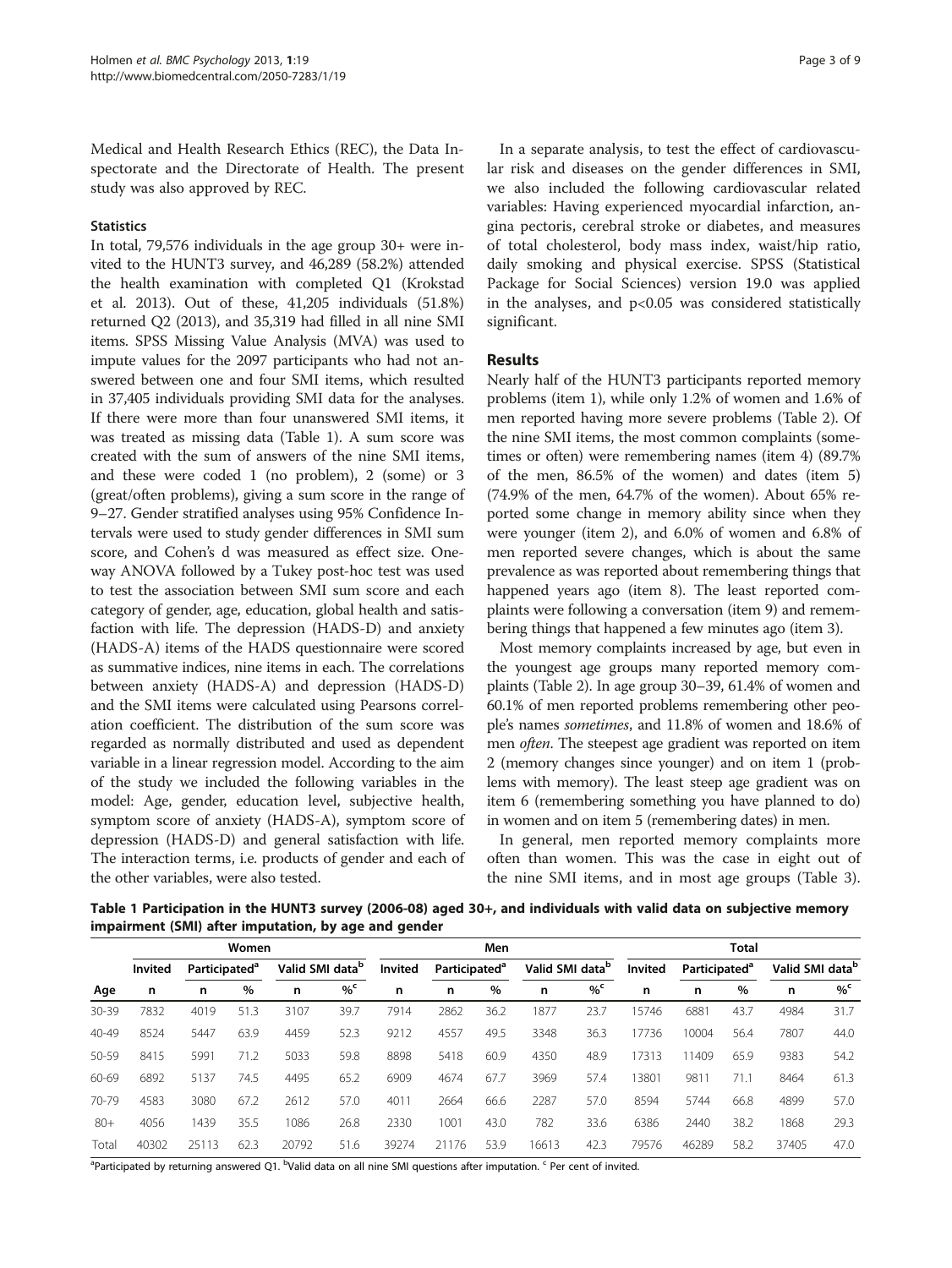Medical and Health Research Ethics (REC), the Data Inspectorate and the Directorate of Health. The present study was also approved by REC.

### Statistics

In total, 79,576 individuals in the age group 30+ were invited to the HUNT3 survey, and 46,289 (58.2%) attended the health examination with completed Q1 (Krokstad et al. 2013). Out of these, 41,205 individuals (51.8%) returned Q2 (2013), and 35,319 had filled in all nine SMI items. SPSS Missing Value Analysis (MVA) was used to impute values for the 2097 participants who had not answered between one and four SMI items, which resulted in 37,405 individuals providing SMI data for the analyses. If there were more than four unanswered SMI items, it was treated as missing data (Table 1). A sum score was created with the sum of answers of the nine SMI items, and these were coded 1 (no problem), 2 (some) or 3 (great/often problems), giving a sum score in the range of 9–27. Gender stratified analyses using 95% Confidence Intervals were used to study gender differences in SMI sum score, and Cohen's d was measured as effect size. One-way ANOVA followed by a Tukey post-hoc test was used to test the association between SMI sum score and each category of gender, age, education, global health and satisfaction with life. The depression (HADS-D) and anxiety (HADS-A) items of the HADS questionnaire were scored as summative indices, nine items in each. The correlations between anxiety (HADS-A) and depression (HADS-D) and the SMI items were calculated using Pearsons correlation coefficient. The distribution of the sum score was regarded as normally distributed and used as dependent variable in a linear regression model. According to the aim of the study we included the following variables in the model: Age, gender, education level, subjective health, symptom score of anxiety (HADS-A), symptom score of depression (HADS-D) and general satisfaction with life. The interaction terms, i.e. products of gender and each of the other variables, were also tested.

In a separate analysis, to test the effect of cardiovascular risk and diseases on the gender differences in SMI, we also included the following cardiovascular related variables: Having experienced myocardial infarction, angina pectoris, cerebral stroke or diabetes, and measures of total cholesterol, body mass index, waist/hip ratio, daily smoking and physical exercise. SPSS (Statistical Package for Social Sciences) version 19.0 was applied in the analyses, and $p<0.05$ was considered statistically significant.

## Results

Nearly half of the HUNT3 participants reported memory problems (item 1), while only 1.2% of women and 1.6% of men reported having more severe problems (Table 2). Of the nine SMI items, the most common complaints (sometimes or often) were remembering names (item 4) (89.7% of the men, 86.5% of the women) and dates (item 5) (74.9% of the men, 64.7% of the women). About 65% reported some change in memory ability since when they were younger (item 2), and 6.0% of women and 6.8% of men reported severe changes, which is about the same prevalence as was reported about remembering things that happened years ago (item 8). The least reported complaints were following a conversation (item 9) and remembering things that happened a few minutes ago (item 3).

Most memory complaints increased by age, but even in the youngest age groups many reported memory complaints (Table 2). In age group 30–39, 61.4% of women and 60.1% of men reported problems remembering other people's names *sometimes*, and 11.8% of women and 18.6% of men *often*. The steepest age gradient was reported on item 2 (memory changes since younger) and on item 1 (problems with memory). The least steep age gradient was on item 6 (remembering something you have planned to do) in women and on item 5 (remembering dates) in men.

In general, men reported memory complaints more often than women. This was the case in eight out of the nine SMI items, and in most age groups (Table 3).

**Table 1 Participation in the HUNT3 survey (2006-08) aged 30+, and individuals with valid data on subjective memory impairment (SMI) after imputation, by age and gender**

| | Women | | | | | Men | | | | | Total | | | | |
|---|---|---|---|---|---|---|---|---|---|---|---|---|---|---|---|
| | Invited | Participated[a] | | Valid SMI data[b] | | Invited | Participated[a] | | Valid SMI data[b] | | Invited | Participated[a] | | Valid SMI data[b] | |
| Age | n | n | % | n | %[c] | n | n | % | n | %[c] | n | n | % | n | %[c] |
| 30-39 | 7832 | 4019 | 51.3 | 3107 | 39.7 | 7914 | 2862 | 36.2 | 1877 | 23.7 | 15746 | 6881 | 43.7 | 4984 | 31.7 |
| 40-49 | 8524 | 5447 | 63.9 | 4459 | 52.3 | 9212 | 4557 | 49.5 | 3348 | 36.3 | 17736 | 10004 | 56.4 | 7807 | 44.0 |
| 50-59 | 8415 | 5991 | 71.2 | 5033 | 59.8 | 8898 | 5418 | 60.9 | 4350 | 48.9 | 17313 | 11409 | 65.9 | 9383 | 54.2 |
| 60-69 | 6892 | 5137 | 74.5 | 4495 | 65.2 | 6909 | 4674 | 67.7 | 3969 | 57.4 | 13801 | 9811 | 71.1 | 8464 | 61.3 |
| 70-79 | 4583 | 3080 | 67.2 | 2612 | 57.0 | 4011 | 2664 | 66.6 | 2287 | 57.0 | 8594 | 5744 | 66.8 | 4899 | 57.0 |
| 80+ | 4056 | 1439 | 35.5 | 1086 | 26.8 | 2330 | 1001 | 43.0 | 782 | 33.6 | 6386 | 2440 | 38.2 | 1868 | 29.3 |
| Total | 40302 | 25113 | 62.3 | 20792 | 51.6 | 39274 | 21176 | 53.9 | 16613 | 42.3 | 79576 | 46289 | 58.2 | 37405 | 47.0 |

[a]Participated by returning answered Q1. [b]Valid data on all nine SMI questions after imputation. [c] Per cent of invited.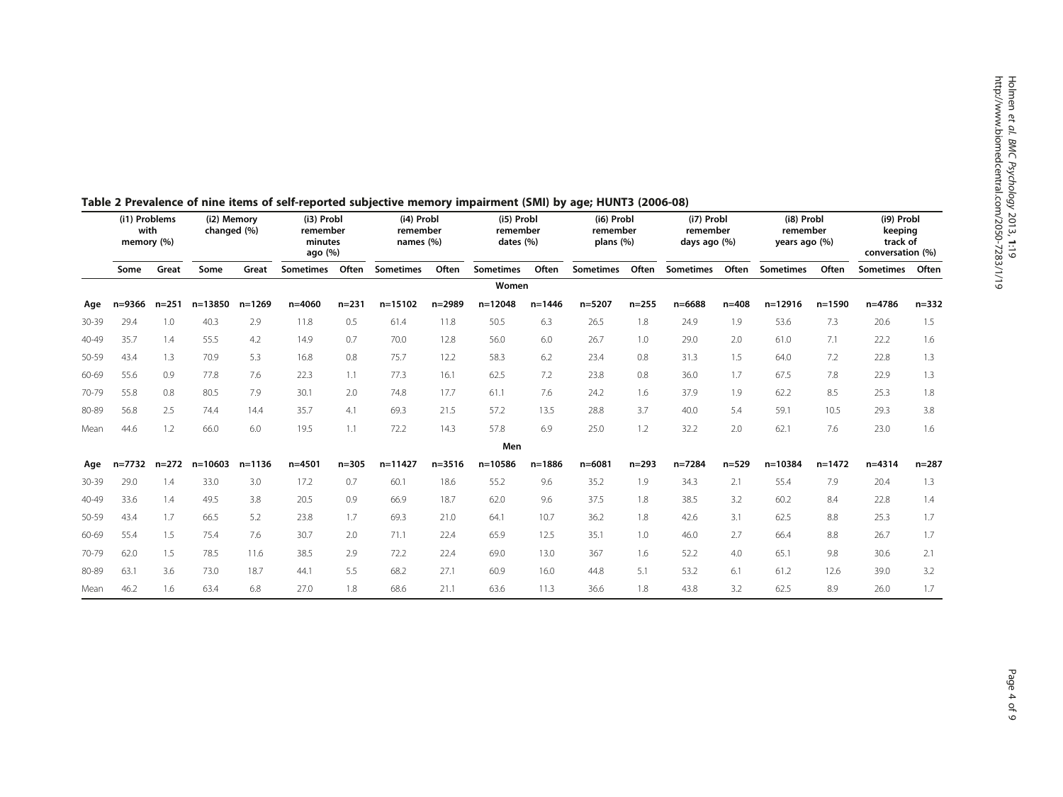**Table 2 Prevalence of nine items of self-reported subjective memory impairment (SMI) by age; HUNT3 (2006-08)**

| | (i1) Problems with memory (%) | | (i2) Memory changed (%) | | (i3) Probl remember minutes ago (%) | | (i4) Probl remember names (%) | | (i5) Probl remember dates (%) | | (i6) Probl remember plans (%) | | (i7) Probl remember days ago (%) | | (i8) Probl remember years ago (%) | | (i9) Probl keeping track of conversation (%) | |
|---|---|---|---|---|---|---|---|---|---|---|---|---|---|---|---|---|---|---|
| | Some | Great | Some | Great | Sometimes | Often | Sometimes | Often | Sometimes | Often | Sometimes | Often | Sometimes | Often | Sometimes | Often | Sometimes | Often |
| | | | | | | | | | **Women** | | | | | | | | | |
| **Age** | **n=9366** | **n=251** | **n=13850** | **n=1269** | **n=4060** | **n=231** | **n=15102** | **n=2989** | **n=12048** | **n=1446** | **n=5207** | **n=255** | **n=6688** | **n=408** | **n=12916** | **n=1590** | **n=4786** | **n=332** |
| 30-39 | 29.4 | 1.0 | 40.3 | 2.9 | 11.8 | 0.5 | 61.4 | 11.8 | 50.5 | 6.3 | 26.5 | 1.8 | 24.9 | 1.9 | 53.6 | 7.3 | 20.6 | 1.5 |
| 40-49 | 35.7 | 1.4 | 55.5 | 4.2 | 14.9 | 0.7 | 70.0 | 12.8 | 56.0 | 6.0 | 26.7 | 1.0 | 29.0 | 2.0 | 61.0 | 7.1 | 22.2 | 1.6 |
| 50-59 | 43.4 | 1.3 | 70.9 | 5.3 | 16.8 | 0.8 | 75.7 | 12.2 | 58.3 | 6.2 | 23.4 | 0.8 | 31.3 | 1.5 | 64.0 | 7.2 | 22.8 | 1.3 |
| 60-69 | 55.6 | 0.9 | 77.8 | 7.6 | 22.3 | 1.1 | 77.3 | 16.1 | 62.5 | 7.2 | 23.8 | 0.8 | 36.0 | 1.7 | 67.5 | 7.8 | 22.9 | 1.3 |
| 70-79 | 55.8 | 0.8 | 80.5 | 7.9 | 30.1 | 2.0 | 74.8 | 17.7 | 61.1 | 7.6 | 24.2 | 1.6 | 37.9 | 1.9 | 62.2 | 8.5 | 25.3 | 1.8 |
| 80-89 | 56.8 | 2.5 | 74.4 | 14.4 | 35.7 | 4.1 | 69.3 | 21.5 | 57.2 | 13.5 | 28.8 | 3.7 | 40.0 | 5.4 | 59.1 | 10.5 | 29.3 | 3.8 |
| Mean | 44.6 | 1.2 | 66.0 | 6.0 | 19.5 | 1.1 | 72.2 | 14.3 | 57.8 | 6.9 | 25.0 | 1.2 | 32.2 | 2.0 | 62.1 | 7.6 | 23.0 | 1.6 |
| | | | | | | | | | **Men** | | | | | | | | | |
| **Age** | **n=7732** | **n=272** | **n=10603** | **n=1136** | **n=4501** | **n=305** | **n=11427** | **n=3516** | **n=10586** | **n=1886** | **n=6081** | **n=293** | **n=7284** | **n=529** | **n=10384** | **n=1472** | **n=4314** | **n=287** |
| 30-39 | 29.0 | 1.4 | 33.0 | 3.0 | 17.2 | 0.7 | 60.1 | 18.6 | 55.2 | 9.6 | 35.2 | 1.9 | 34.3 | 2.1 | 55.4 | 7.9 | 20.4 | 1.3 |
| 40-49 | 33.6 | 1.4 | 49.5 | 3.8 | 20.5 | 0.9 | 66.9 | 18.7 | 62.0 | 9.6 | 37.5 | 1.8 | 38.5 | 3.2 | 60.2 | 8.4 | 22.8 | 1.4 |
| 50-59 | 43.4 | 1.7 | 66.5 | 5.2 | 23.8 | 1.7 | 69.3 | 21.0 | 64.1 | 10.7 | 36.2 | 1.8 | 42.6 | 3.1 | 62.5 | 8.8 | 25.3 | 1.7 |
| 60-69 | 55.4 | 1.5 | 75.4 | 7.6 | 30.7 | 2.0 | 71.1 | 22.4 | 65.9 | 12.5 | 35.1 | 1.0 | 46.0 | 2.7 | 66.4 | 8.8 | 26.7 | 1.7 |
| 70-79 | 62.0 | 1.5 | 78.5 | 11.6 | 38.5 | 2.9 | 72.2 | 22.4 | 69.0 | 13.0 | 367 | 1.6 | 52.2 | 4.0 | 65.1 | 9.8 | 30.6 | 2.1 |
| 80-89 | 63.1 | 3.6 | 73.0 | 18.7 | 44.1 | 5.5 | 68.2 | 27.1 | 60.9 | 16.0 | 44.8 | 5.1 | 53.2 | 6.1 | 61.2 | 12.6 | 39.0 | 3.2 |
| Mean | 46.2 | 1.6 | 63.4 | 6.8 | 27.0 | 1.8 | 68.6 | 21.1 | 63.6 | 11.3 | 36.6 | 1.8 | 43.8 | 3.2 | 62.5 | 8.9 | 26.0 | 1.7 |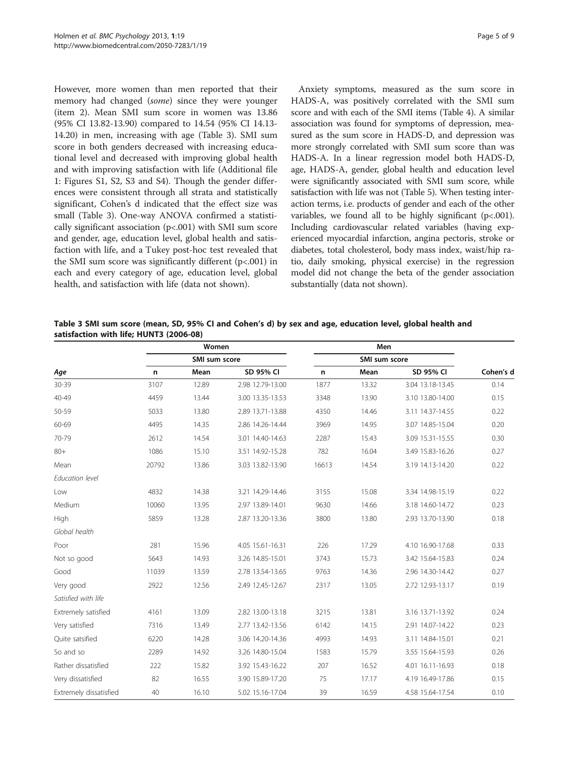However, more women than men reported that their memory had changed (*some*) since they were younger (item 2). Mean SMI sum score in women was 13.86 (95% CI 13.82-13.90) compared to 14.54 (95% CI 14.13-14.20) in men, increasing with age (Table 3). SMI sum score in both genders decreased with increasing educational level and decreased with improving global health and with improving satisfaction with life (Additional file 1: Figures S1, S2, S3 and S4). Though the gender differences were consistent through all strata and statistically significant, Cohen's d indicated that the effect size was small (Table 3). One-way ANOVA confirmed a statistically significant association ($p<.001$) with SMI sum score and gender, age, education level, global health and satisfaction with life, and a Tukey post-hoc test revealed that the SMI sum score was significantly different ($p<.001$) in each and every category of age, education level, global health, and satisfaction with life (data not shown).

Anxiety symptoms, measured as the sum score in HADS-A, was positively correlated with the SMI sum score and with each of the SMI items (Table 4). A similar association was found for symptoms of depression, measured as the sum score in HADS-D, and depression was more strongly correlated with SMI sum score than was HADS-A. In a linear regression model both HADS-D, age, HADS-A, gender, global health and education level were significantly associated with SMI sum score, while satisfaction with life was not (Table 5). When testing interaction terms, i.e. products of gender and each of the other variables, we found all to be highly significant ($p<.001$). Including cardiovascular related variables (having experienced myocardial infarction, angina pectoris, stroke or diabetes, total cholesterol, body mass index, waist/hip ratio, daily smoking, physical exercise) in the regression model did not change the beta of the gender association substantially (data not shown).

**Table 3 SMI sum score (mean, SD, 95% CI and Cohen's d) by sex and age, education level, global health and satisfaction with life; HUNT3 (2006-08)**

| | Women | | | Men | | | |
|---|---|---|---|---|---|---|---|
| | SMI sum score | | | SMI sum score | | | |
| *Age* | n | Mean | SD 95% CI | n | Mean | SD 95% CI | Cohen's d |
| 30-39 | 3107 | 12.89 | 2.98 12.79-13.00 | 1877 | 13.32 | 3.04 13.18-13.45 | 0.14 |
| 40-49 | 4459 | 13.44 | 3.00 13.35-13.53 | 3348 | 13.90 | 3.10 13.80-14.00 | 0.15 |
| 50-59 | 5033 | 13.80 | 2.89 13.71-13.88 | 4350 | 14.46 | 3.11 14.37-14.55 | 0.22 |
| 60-69 | 4495 | 14.35 | 2.86 14.26-14.44 | 3969 | 14.95 | 3.07 14.85-15.04 | 0.20 |
| 70-79 | 2612 | 14.54 | 3.01 14.40-14.63 | 2287 | 15.43 | 3.09 15.31-15.55 | 0.30 |
| 80+ | 1086 | 15.10 | 3.51 14.92-15.28 | 782 | 16.04 | 3.49 15.83-16.26 | 0.27 |
| Mean | 20792 | 13.86 | 3.03 13.82-13.90 | 16613 | 14.54 | 3.19 14.13-14.20 | 0.22 |
| *Education level* | | | | | | | |
| Low | 4832 | 14.38 | 3.21 14.29-14.46 | 3155 | 15.08 | 3.34 14.98-15.19 | 0.22 |
| Medium | 10060 | 13.95 | 2.97 13.89-14.01 | 9630 | 14.66 | 3.18 14.60-14.72 | 0.23 |
| High | 5859 | 13.28 | 2.87 13.20-13.36 | 3800 | 13.80 | 2.93 13.70-13.90 | 0.18 |
| *Global health* | | | | | | | |
| Poor | 281 | 15.96 | 4.05 15.61-16.31 | 226 | 17.29 | 4.10 16.90-17.68 | 0.33 |
| Not so good | 5643 | 14.93 | 3.26 14.85-15.01 | 3743 | 15.73 | 3.42 15.64-15.83 | 0.24 |
| Good | 11039 | 13.59 | 2.78 13.54-13.65 | 9763 | 14.36 | 2.96 14.30-14.42 | 0.27 |
| Very good | 2922 | 12.56 | 2.49 12.45-12.67 | 2317 | 13.05 | 2.72 12.93-13.17 | 0.19 |
| *Satisfied with life* | | | | | | | |
| Extremely satisfied | 4161 | 13.09 | 2.82 13.00-13.18 | 3215 | 13.81 | 3.16 13.71-13.92 | 0.24 |
| Very satisfied | 7316 | 13.49 | 2.77 13.42-13.56 | 6142 | 14.15 | 2.91 14.07-14.22 | 0.23 |
| Quite satsified | 6220 | 14.28 | 3.06 14.20-14.36 | 4993 | 14.93 | 3.11 14.84-15.01 | 0.21 |
| So and so | 2289 | 14.92 | 3.26 14.80-15.04 | 1583 | 15.79 | 3.55 15.64-15.93 | 0.26 |
| Rather dissatisfied | 222 | 15.82 | 3.92 15.43-16.22 | 207 | 16.52 | 4.01 16.11-16.93 | 0.18 |
| Very dissatisfied | 82 | 16.55 | 3.90 15.89-17.20 | 75 | 17.17 | 4.19 16.49-17.86 | 0.15 |
| Extremely dissatisfied | 40 | 16.10 | 5.02 15.16-17.04 | 39 | 16.59 | 4.58 15.64-17.54 | 0.10 |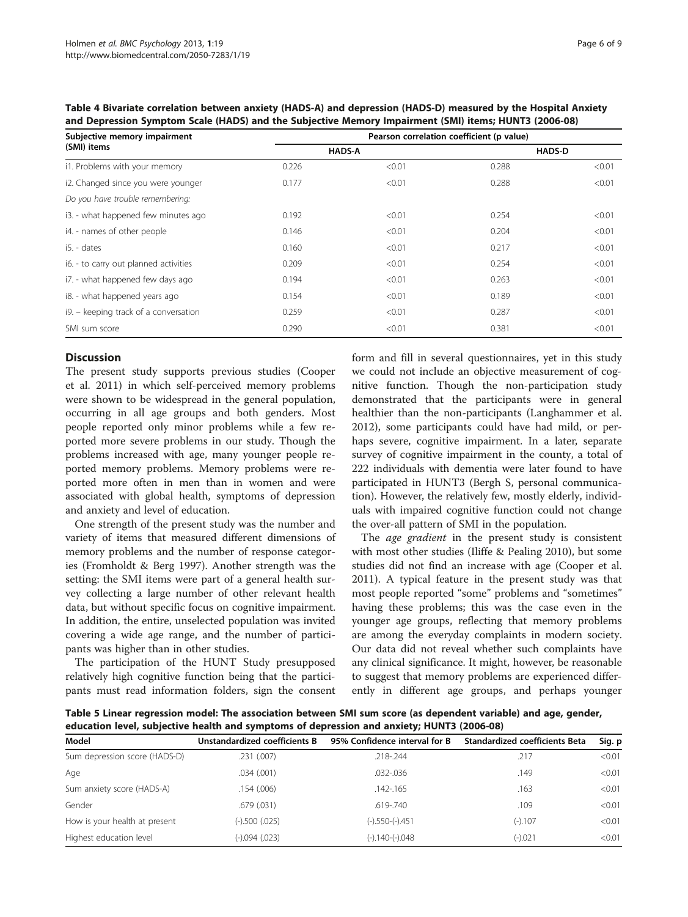**Table 4 Bivariate correlation between anxiety (HADS-A) and depression (HADS-D) measured by the Hospital Anxiety and Depression Symptom Scale (HADS) and the Subjective Memory Impairment (SMI) items; HUNT3 (2006-08)**

| Subjective memory impairment (SMI) items | Pearson correlation coefficient (p value) | | | |
|---|---|---|---|---|
| | HADS-A | | HADS-D | |
| i1. Problems with your memory | 0.226 | <0.01 | 0.288 | <0.01 |
| i2. Changed since you were younger | 0.177 | <0.01 | 0.288 | <0.01 |
| *Do you have trouble remembering:* | | | | |
| i3. - what happened few minutes ago | 0.192 | <0.01 | 0.254 | <0.01 |
| i4. - names of other people | 0.146 | <0.01 | 0.204 | <0.01 |
| i5. - dates | 0.160 | <0.01 | 0.217 | <0.01 |
| i6. - to carry out planned activities | 0.209 | <0.01 | 0.254 | <0.01 |
| i7. - what happened few days ago | 0.194 | <0.01 | 0.263 | <0.01 |
| i8. - what happened years ago | 0.154 | <0.01 | 0.189 | <0.01 |
| i9. – keeping track of a conversation | 0.259 | <0.01 | 0.287 | <0.01 |
| SMI sum score | 0.290 | <0.01 | 0.381 | <0.01 |

## Discussion

The present study supports previous studies (Cooper et al. 2011) in which self-perceived memory problems were shown to be widespread in the general population, occurring in all age groups and both genders. Most people reported only minor problems while a few reported more severe problems in our study. Though the problems increased with age, many younger people reported memory problems. Memory problems were reported more often in men than in women and were associated with global health, symptoms of depression and anxiety and level of education.

One strength of the present study was the number and variety of items that measured different dimensions of memory problems and the number of response categories (Fromholdt & Berg 1997). Another strength was the setting: the SMI items were part of a general health survey collecting a large number of other relevant health data, but without specific focus on cognitive impairment. In addition, the entire, unselected population was invited covering a wide age range, and the number of participants was higher than in other studies.

The participation of the HUNT Study presupposed relatively high cognitive function being that the participants must read information folders, sign the consent form and fill in several questionnaires, yet in this study we could not include an objective measurement of cognitive function. Though the non-participation study demonstrated that the participants were in general healthier than the non-participants (Langhammer et al. 2012), some participants could have had mild, or perhaps severe, cognitive impairment. In a later, separate survey of cognitive impairment in the county, a total of 222 individuals with dementia were later found to have participated in HUNT3 (Bergh S, personal communication). However, the relatively few, mostly elderly, individuals with impaired cognitive function could not change the over-all pattern of SMI in the population.

The *age gradient* in the present study is consistent with most other studies (Iliffe & Pealing 2010), but some studies did not find an increase with age (Cooper et al. 2011). A typical feature in the present study was that most people reported "some" problems and "sometimes" having these problems; this was the case even in the younger age groups, reflecting that memory problems are among the everyday complaints in modern society. Our data did not reveal whether such complaints have any clinical significance. It might, however, be reasonable to suggest that memory problems are experienced differently in different age groups, and perhaps younger

**Table 5 Linear regression model: The association between SMI sum score (as dependent variable) and age, gender, education level, subjective health and symptoms of depression and anxiety; HUNT3 (2006-08)**

| Model | Unstandardized coefficients B | 95% Confidence interval for B | Standardized coefficients Beta | Sig. p |
|---|---|---|---|---|
| Sum depression score (HADS-D) | .231 (.007) | .218-.244 | .217 | <0.01 |
| Age | .034 (.001) | .032-.036 | .149 | <0.01 |
| Sum anxiety score (HADS-A) | .154 (.006) | .142-.165 | .163 | <0.01 |
| Gender | .679 (.031) | .619-.740 | .109 | <0.01 |
| How is your health at present | (-).500 (.025) | (-).550-(-).451 | (-).107 | <0.01 |
| Highest education level | (-).094 (.023) | (-).140-(-).048 | (-).021 | <0.01 |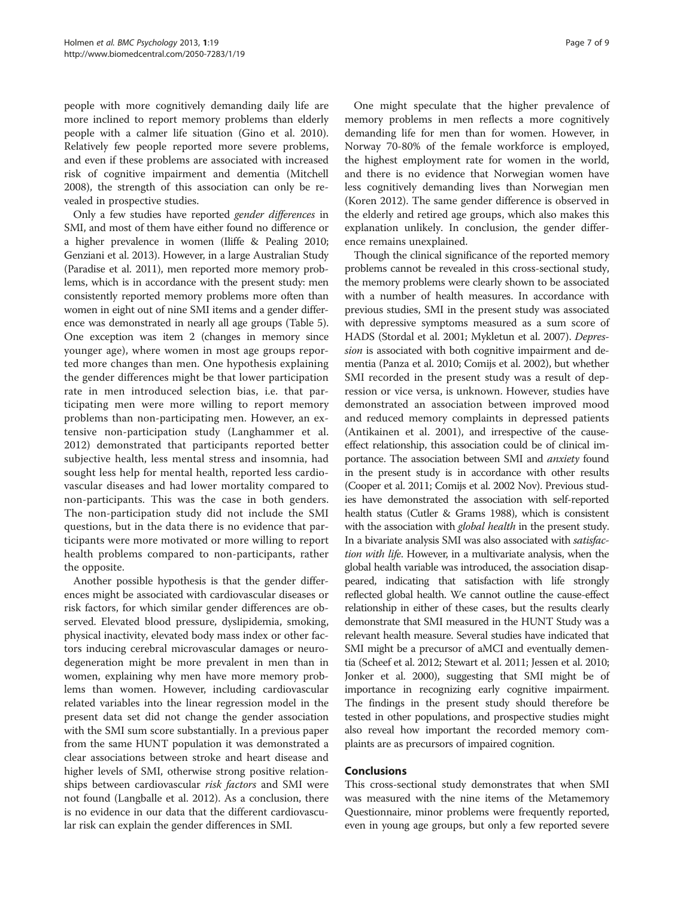people with more cognitively demanding daily life are more inclined to report memory problems than elderly people with a calmer life situation (Gino et al. 2010). Relatively few people reported more severe problems, and even if these problems are associated with increased risk of cognitive impairment and dementia (Mitchell 2008), the strength of this association can only be revealed in prospective studies.

Only a few studies have reported *gender differences* in SMI, and most of them have either found no difference or a higher prevalence in women (Iliffe & Pealing 2010; Genziani et al. 2013). However, in a large Australian Study (Paradise et al. 2011), men reported more memory problems, which is in accordance with the present study: men consistently reported memory problems more often than women in eight out of nine SMI items and a gender difference was demonstrated in nearly all age groups (Table 5). One exception was item 2 (changes in memory since younger age), where women in most age groups reported more changes than men. One hypothesis explaining the gender differences might be that lower participation rate in men introduced selection bias, i.e. that participating men were more willing to report memory problems than non-participating men. However, an extensive non-participation study (Langhammer et al. 2012) demonstrated that participants reported better subjective health, less mental stress and insomnia, had sought less help for mental health, reported less cardiovascular diseases and had lower mortality compared to non-participants. This was the case in both genders. The non-participation study did not include the SMI questions, but in the data there is no evidence that participants were more motivated or more willing to report health problems compared to non-participants, rather the opposite.

Another possible hypothesis is that the gender differences might be associated with cardiovascular diseases or risk factors, for which similar gender differences are observed. Elevated blood pressure, dyslipidemia, smoking, physical inactivity, elevated body mass index or other factors inducing cerebral microvascular damages or neurodegeneration might be more prevalent in men than in women, explaining why men have more memory problems than women. However, including cardiovascular related variables into the linear regression model in the present data set did not change the gender association with the SMI sum score substantially. In a previous paper from the same HUNT population it was demonstrated a clear associations between stroke and heart disease and higher levels of SMI, otherwise strong positive relationships between cardiovascular *risk factors* and SMI were not found (Langballe et al. 2012). As a conclusion, there is no evidence in our data that the different cardiovascular risk can explain the gender differences in SMI.

One might speculate that the higher prevalence of memory problems in men reflects a more cognitively demanding life for men than for women. However, in Norway 70-80% of the female workforce is employed, the highest employment rate for women in the world, and there is no evidence that Norwegian women have less cognitively demanding lives than Norwegian men (Koren 2012). The same gender difference is observed in the elderly and retired age groups, which also makes this explanation unlikely. In conclusion, the gender difference remains unexplained.

Though the clinical significance of the reported memory problems cannot be revealed in this cross-sectional study, the memory problems were clearly shown to be associated with a number of health measures. In accordance with previous studies, SMI in the present study was associated with depressive symptoms measured as a sum score of HADS (Stordal et al. 2001; Mykletun et al. 2007). *Depression* is associated with both cognitive impairment and dementia (Panza et al. 2010; Comijs et al. 2002), but whether SMI recorded in the present study was a result of depression or vice versa, is unknown. However, studies have demonstrated an association between improved mood and reduced memory complaints in depressed patients (Antikainen et al. 2001), and irrespective of the cause-effect relationship, this association could be of clinical importance. The association between SMI and *anxiety* found in the present study is in accordance with other results (Cooper et al. 2011; Comijs et al. 2002 Nov). Previous studies have demonstrated the association with self-reported health status (Cutler & Grams 1988), which is consistent with the association with *global health* in the present study. In a bivariate analysis SMI was also associated with *satisfaction with life*. However, in a multivariate analysis, when the global health variable was introduced, the association disappeared, indicating that satisfaction with life strongly reflected global health. We cannot outline the cause-effect relationship in either of these cases, but the results clearly demonstrate that SMI measured in the HUNT Study was a relevant health measure. Several studies have indicated that SMI might be a precursor of aMCI and eventually dementia (Scheef et al. 2012; Stewart et al. 2011; Jessen et al. 2010; Jonker et al. 2000), suggesting that SMI might be of importance in recognizing early cognitive impairment. The findings in the present study should therefore be tested in other populations, and prospective studies might also reveal how important the recorded memory complaints are as precursors of impaired cognition.

## Conclusions

This cross-sectional study demonstrates that when SMI was measured with the nine items of the Metamemory Questionnaire, minor problems were frequently reported, even in young age groups, but only a few reported severe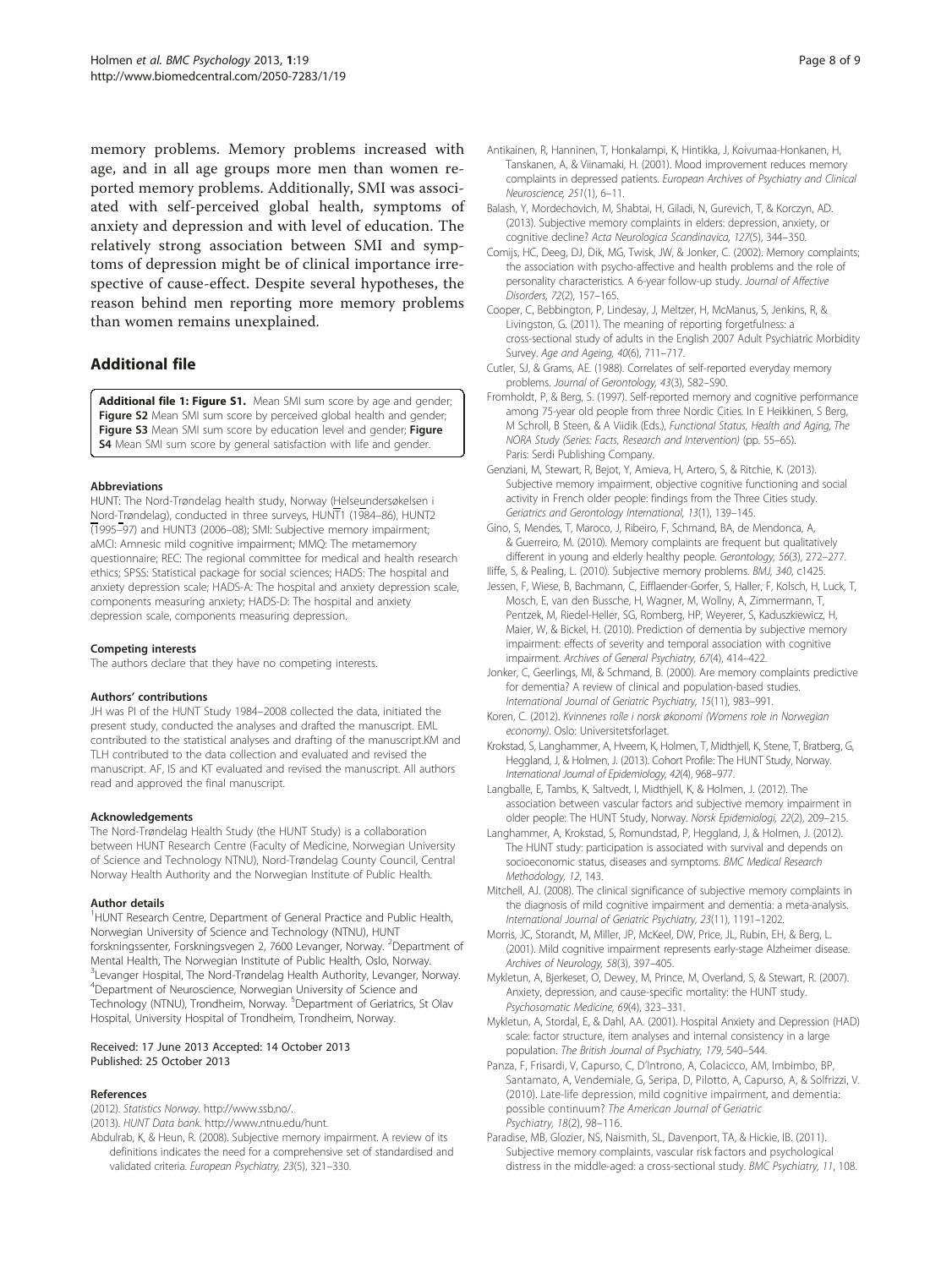memory problems. Memory problems increased with age, and in all age groups more men than women reported memory problems. Additionally, SMI was associated with self-perceived global health, symptoms of anxiety and depression and with level of education. The relatively strong association between SMI and symptoms of depression might be of clinical importance irrespective of cause-effect. Despite several hypotheses, the reason behind men reporting more memory problems than women remains unexplained.

## Additional file

**Additional file 1: Figure S1.** Mean SMI sum score by age and gender; **Figure S2** Mean SMI sum score by perceived global health and gender; **Figure S3** Mean SMI sum score by education level and gender; **Figure S4** Mean SMI sum score by general satisfaction with life and gender.

#### Abbreviations

HUNT: The Nord-Trøndelag health study, Norway (Helseundersøkelsen i Nord-Trøndelag), conducted in three surveys, HUNT1 (1984–86), HUNT2 (1995–97) and HUNT3 (2006–08); SMI: Subjective memory impairment; aMCI: Amnesic mild cognitive impairment; MMQ: The metamemory questionnaire; REC: The regional committee for medical and health research ethics; SPSS: Statistical package for social sciences; HADS: The hospital and anxiety depression scale; HADS-A: The hospital and anxiety depression scale, components measuring anxiety; HADS-D: The hospital and anxiety depression scale, components measuring depression.

#### Competing interests

The authors declare that they have no competing interests.

#### Authors' contributions

JH was PI of the HUNT Study 1984–2008 collected the data, initiated the present study, conducted the analyses and drafted the manuscript. EML contributed to the statistical analyses and drafting of the manuscript.KM and TLH contributed to the data collection and evaluated and revised the manuscript. AF, IS and KT evaluated and revised the manuscript. All authors read and approved the final manuscript.

#### Acknowledgements

The Nord-Trøndelag Health Study (the HUNT Study) is a collaboration between HUNT Research Centre (Faculty of Medicine, Norwegian University of Science and Technology NTNU), Nord-Trøndelag County Council, Central Norway Health Authority and the Norwegian Institute of Public Health.

#### Author details

[1]HUNT Research Centre, Department of General Practice and Public Health, Norwegian University of Science and Technology (NTNU), HUNT forskningssenter, Forskningsvegen 2, 7600 Levanger, Norway. [2]Department of Mental Health, The Norwegian Institute of Public Health, Oslo, Norway. [3]Levanger Hospital, The Nord-Trøndelag Health Authority, Levanger, Norway. [4]Department of Neuroscience, Norwegian University of Science and Technology (NTNU), Trondheim, Norway. [5]Department of Geriatrics, St Olav Hospital, University Hospital of Trondheim, Trondheim, Norway.

Received: 17 June 2013 Accepted: 14 October 2013
Published: 25 October 2013

#### References

(2012). *Statistics Norway*. http://www.ssb.no/.

(2013). *HUNT Data bank*. http://www.ntnu.edu/hunt.

Abdulrab, K, & Heun, R. (2008). Subjective memory impairment. A review of its definitions indicates the need for a comprehensive set of standardised and validated criteria. *European Psychiatry, 23*(5), 321–330.

Antikainen, R, Hanninen, T, Honkalampi, K, Hintikka, J, Koivumaa-Honkanen, H, Tanskanen, A, & Viinamaki, H. (2001). Mood improvement reduces memory complaints in depressed patients. *European Archives of Psychiatry and Clinical Neuroscience, 251*(1), 6–11.

Balash, Y, Mordechovich, M, Shabtai, H, Giladi, N, Gurevich, T, & Korczyn, AD. (2013). Subjective memory complaints in elders: depression, anxiety, or cognitive decline? *Acta Neurologica Scandinavica, 127*(5), 344–350.

Comijs, HC, Deeg, DJ, Dik, MG, Twisk, JW, & Jonker, C. (2002). Memory complaints; the association with psycho-affective and health problems and the role of personality characteristics. A 6-year follow-up study. *Journal of Affective Disorders, 72*(2), 157–165.

Cooper, C, Bebbington, P, Lindesay, J, Meltzer, H, McManus, S, Jenkins, R, & Livingston, G. (2011). The meaning of reporting forgetfulness: a cross-sectional study of adults in the English 2007 Adult Psychiatric Morbidity Survey. *Age and Ageing, 40*(6), 711–717.

Cutler, SJ, & Grams, AE. (1988). Correlates of self-reported everyday memory problems. *Journal of Gerontology, 43*(3), S82–S90.

Fromholdt, P, & Berg, S. (1997). Self-reported memory and cognitive performance among 75-year old people from three Nordic Cities. In E Heikkinen, S Berg, M Schroll, B Steen, & A Viidik (Eds.), *Functional Status, Health and Aging, The NORA Study (Series: Facts, Research and Intervention)* (pp. 55–65). Paris: Serdi Publishing Company.

Genziani, M, Stewart, R, Bejot, Y, Amieva, H, Artero, S, & Ritchie, K. (2013). Subjective memory impairment, objective cognitive functioning and social activity in French older people: findings from the Three Cities study. *Geriatrics and Gerontology International, 13*(1), 139–145.

Gino, S, Mendes, T, Maroco, J, Ribeiro, F, Schmand, BA, de Mendonca, A, & Guerreiro, M. (2010). Memory complaints are frequent but qualitatively different in young and elderly healthy people. *Gerontology, 56*(3), 272–277.

Iliffe, S, & Pealing, L. (2010). Subjective memory problems. *BMJ, 340*, c1425.

Jessen, F, Wiese, B, Bachmann, C, Eifflaender-Gorfer, S, Haller, F, Kolsch, H, Luck, T, Mosch, E, van den Bussche, H, Wagner, M, Wollny, A, Zimmermann, T, Pentzek, M, Riedel-Heller, SG, Romberg, HP, Weyerer, S, Kaduszkiewicz, H, Maier, W, & Bickel, H. (2010). Prediction of dementia by subjective memory impairment: effects of severity and temporal association with cognitive impairment. *Archives of General Psychiatry, 67*(4), 414–422.

Jonker, C, Geerlings, MI, & Schmand, B. (2000). Are memory complaints predictive for dementia? A review of clinical and population-based studies. *International Journal of Geriatric Psychiatry, 15*(11), 983–991.

Koren, C. (2012). *Kvinnenes rolle i norsk økonomi (Womens role in Norwegian economy)*. Oslo: Universitetsforlaget.

Krokstad, S, Langhammer, A, Hveem, K, Holmen, T, Midthjell, K, Stene, T, Bratberg, G, Heggland, J, & Holmen, J. (2013). Cohort Profile: The HUNT Study, Norway. *International Journal of Epidemiology, 42*(4), 968–977.

Langballe, E, Tambs, K, Saltvedt, I, Midthjell, K, & Holmen, J. (2012). The association between vascular factors and subjective memory impairment in older people: The HUNT Study, Norway. *Norsk Epidemiologi, 22*(2), 209–215.

Langhammer, A, Krokstad, S, Romundstad, P, Heggland, J, & Holmen, J. (2012). The HUNT study: participation is associated with survival and depends on socioeconomic status, diseases and symptoms. *BMC Medical Research Methodology, 12*, 143.

Mitchell, AJ. (2008). The clinical significance of subjective memory complaints in the diagnosis of mild cognitive impairment and dementia: a meta-analysis. *International Journal of Geriatric Psychiatry, 23*(11), 1191–1202.

Morris, JC, Storandt, M, Miller, JP, McKeel, DW, Price, JL, Rubin, EH, & Berg, L. (2001). Mild cognitive impairment represents early-stage Alzheimer disease. *Archives of Neurology, 58*(3), 397–405.

Mykletun, A, Bjerkeset, O, Dewey, M, Prince, M, Overland, S, & Stewart, R. (2007). Anxiety, depression, and cause-specific mortality: the HUNT study. *Psychosomatic Medicine, 69*(4), 323–331.

Mykletun, A, Stordal, E, & Dahl, AA. (2001). Hospital Anxiety and Depression (HAD) scale: factor structure, item analyses and internal consistency in a large population. *The British Journal of Psychiatry, 179*, 540–544.

Panza, F, Frisardi, V, Capurso, C, D'Introno, A, Colacicco, AM, Imbimbo, BP, Santamato, A, Vendemiale, G, Seripa, D, Pilotto, A, Capurso, A, & Solfrizzi, V. (2010). Late-life depression, mild cognitive impairment, and dementia: possible continuum? *The American Journal of Geriatric Psychiatry, 18*(2), 98–116.

Paradise, MB, Glozier, NS, Naismith, SL, Davenport, TA, & Hickie, IB. (2011). Subjective memory complaints, vascular risk factors and psychological distress in the middle-aged: a cross-sectional study. *BMC Psychiatry, 11*, 108.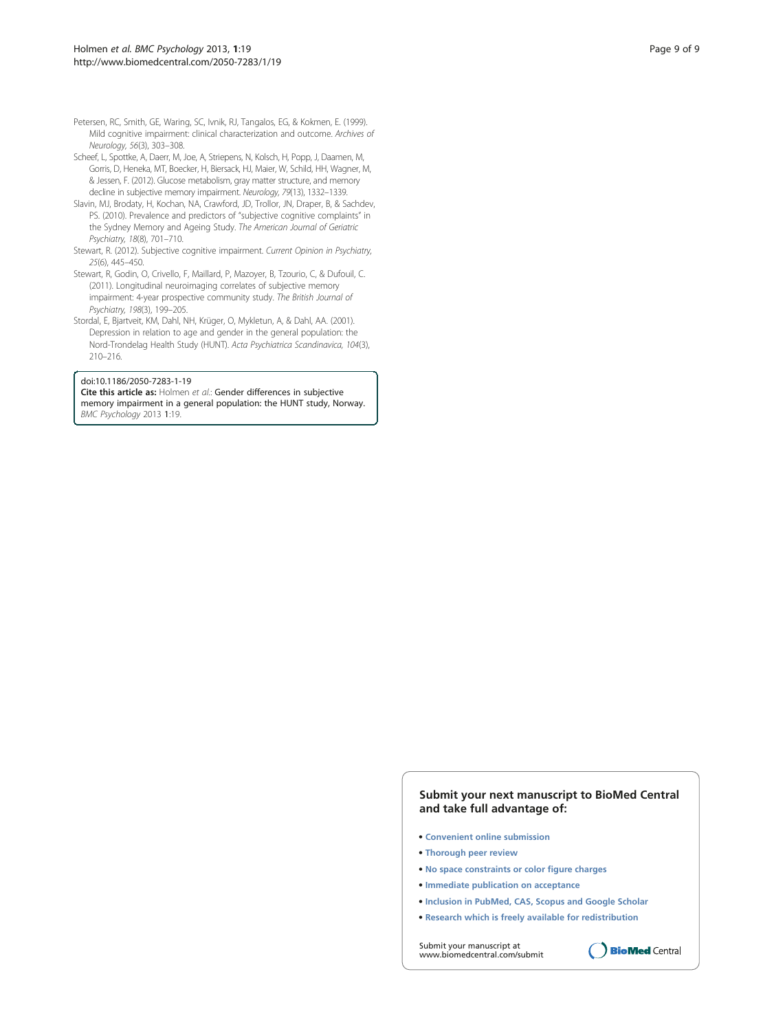Petersen, RC, Smith, GE, Waring, SC, Ivnik, RJ, Tangalos, EG, & Kokmen, E. (1999). Mild cognitive impairment: clinical characterization and outcome. *Archives of Neurology, 56*(3), 303–308.

Scheef, L, Spottke, A, Daerr, M, Joe, A, Striepens, N, Kolsch, H, Popp, J, Daamen, M, Gorris, D, Heneka, MT, Boecker, H, Biersack, HJ, Maier, W, Schild, HH, Wagner, M, & Jessen, F. (2012). Glucose metabolism, gray matter structure, and memory decline in subjective memory impairment. *Neurology, 79*(13), 1332–1339.

Slavin, MJ, Brodaty, H, Kochan, NA, Crawford, JD, Trollor, JN, Draper, B, & Sachdev, PS. (2010). Prevalence and predictors of "subjective cognitive complaints" in the Sydney Memory and Ageing Study. *The American Journal of Geriatric Psychiatry, 18*(8), 701–710.

Stewart, R. (2012). Subjective cognitive impairment. *Current Opinion in Psychiatry, 25*(6), 445–450.

Stewart, R, Godin, O, Crivello, F, Maillard, P, Mazoyer, B, Tzourio, C, & Dufouil, C. (2011). Longitudinal neuroimaging correlates of subjective memory impairment: 4-year prospective community study. *The British Journal of Psychiatry, 198*(3), 199–205.

Stordal, E, Bjartveit, KM, Dahl, NH, Krüger, O, Mykletun, A, & Dahl, AA. (2001). Depression in relation to age and gender in the general population: the Nord-Trondelag Health Study (HUNT). *Acta Psychiatrica Scandinavica, 104*(3), 210–216.

doi:10.1186/2050-7283-1-19

**Cite this article as:** Holmen *et al.*: Gender differences in subjective memory impairment in a general population: the HUNT study, Norway. *BMC Psychology* 2013 **1**:19.

**Submit your next manuscript to BioMed Central and take full advantage of:**

- **Convenient online submission**
- **Thorough peer review**
- **No space constraints or color figure charges**
- **Immediate publication on acceptance**
- **Inclusion in PubMed, CAS, Scopus and Google Scholar**
- **Research which is freely available for redistribution**

Submit your manuscript at www.biomedcentral.com/submit

BioMed Central